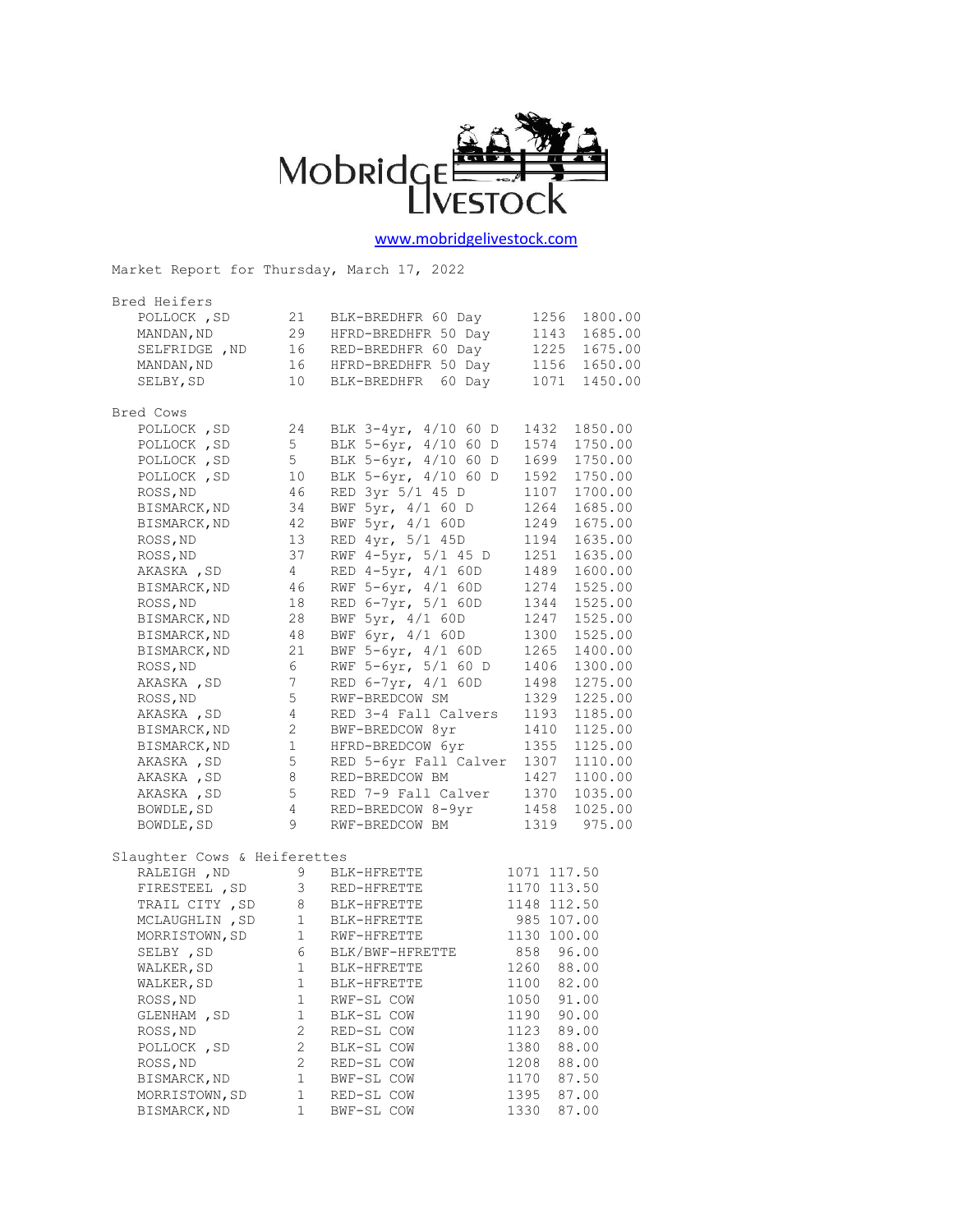# Mobridge Livestock

www.mobridgelivestock.com

Market Report for Thursday, March 17, 2022

## Bred Heifers

| Location | Head | Description | Weight | Price |
|---|---|---|---|---|
| POLLOCK ,SD | 21 | BLK-BREDHFR 60 Day | 1256 | 1800.00 |
| MANDAN,ND | 29 | HFRD-BREDHFR 50 Day | 1143 | 1685.00 |
| SELFRIDGE ,ND | 16 | RED-BREDHFR 60 Day | 1225 | 1675.00 |
| MANDAN,ND | 16 | HFRD-BREDHFR 50 Day | 1156 | 1650.00 |
| SELBY,SD | 10 | BLK-BREDHFR 60 Day | 1071 | 1450.00 |

## Bred Cows

| Location | Head | Description | Weight | Price |
|---|---|---|---|---|
| POLLOCK ,SD | 24 | BLK 3-4yr, 4/10 60 D | 1432 | 1850.00 |
| POLLOCK ,SD | 5 | BLK 5-6yr, 4/10 60 D | 1574 | 1750.00 |
| POLLOCK ,SD | 5 | BLK 5-6yr, 4/10 60 D | 1699 | 1750.00 |
| POLLOCK ,SD | 10 | BLK 5-6yr, 4/10 60 D | 1592 | 1750.00 |
| ROSS,ND | 46 | RED 3yr 5/1 45 D | 1107 | 1700.00 |
| BISMARCK,ND | 34 | BWF 5yr, 4/1 60 D | 1264 | 1685.00 |
| BISMARCK,ND | 42 | BWF 5yr, 4/1 60D | 1249 | 1675.00 |
| ROSS,ND | 13 | RED 4yr, 5/1 45D | 1194 | 1635.00 |
| ROSS,ND | 37 | RWF 4-5yr, 5/1 45 D | 1251 | 1635.00 |
| AKASKA ,SD | 4 | RED 4-5yr, 4/1 60D | 1489 | 1600.00 |
| BISMARCK,ND | 46 | RWF 5-6yr, 4/1 60D | 1274 | 1525.00 |
| ROSS,ND | 18 | RED 6-7yr, 5/1 60D | 1344 | 1525.00 |
| BISMARCK,ND | 28 | BWF 5yr, 4/1 60D | 1247 | 1525.00 |
| BISMARCK,ND | 48 | BWF 6yr, 4/1 60D | 1300 | 1525.00 |
| BISMARCK,ND | 21 | BWF 5-6yr, 4/1 60D | 1265 | 1400.00 |
| ROSS,ND | 6 | RWF 5-6yr, 5/1 60 D | 1406 | 1300.00 |
| AKASKA ,SD | 7 | RED 6-7yr, 4/1 60D | 1498 | 1275.00 |
| ROSS,ND | 5 | RWF-BREDCOW SM | 1329 | 1225.00 |
| AKASKA ,SD | 4 | RED 3-4 Fall Calvers | 1193 | 1185.00 |
| BISMARCK,ND | 2 | BWF-BREDCOW 8yr | 1410 | 1125.00 |
| BISMARCK,ND | 1 | HFRD-BREDCOW 6yr | 1355 | 1125.00 |
| AKASKA ,SD | 5 | RED 5-6yr Fall Calver | 1307 | 1110.00 |
| AKASKA ,SD | 8 | RED-BREDCOW BM | 1427 | 1100.00 |
| AKASKA ,SD | 5 | RED 7-9 Fall Calver | 1370 | 1035.00 |
| BOWDLE,SD | 4 | RED-BREDCOW 8-9yr | 1458 | 1025.00 |
| BOWDLE,SD | 9 | RWF-BREDCOW BM | 1319 | 975.00 |

## Slaughter Cows & Heiferettes

| Location | Head | Description | Weight | Price |
|---|---|---|---|---|
| RALEIGH ,ND | 9 | BLK-HFRETTE | 1071 | 117.50 |
| FIRESTEEL ,SD | 3 | RED-HFRETTE | 1170 | 113.50 |
| TRAIL CITY ,SD | 8 | BLK-HFRETTE | 1148 | 112.50 |
| MCLAUGHLIN ,SD | 1 | BLK-HFRETTE | 985 | 107.00 |
| MORRISTOWN,SD | 1 | RWF-HFRETTE | 1130 | 100.00 |
| SELBY ,SD | 6 | BLK/BWF-HFRETTE | 858 | 96.00 |
| WALKER,SD | 1 | BLK-HFRETTE | 1260 | 88.00 |
| WALKER,SD | 1 | BLK-HFRETTE | 1100 | 82.00 |
| ROSS,ND | 1 | RWF-SL COW | 1050 | 91.00 |
| GLENHAM ,SD | 1 | BLK-SL COW | 1190 | 90.00 |
| ROSS,ND | 2 | RED-SL COW | 1123 | 89.00 |
| POLLOCK ,SD | 2 | BLK-SL COW | 1380 | 88.00 |
| ROSS,ND | 2 | RED-SL COW | 1208 | 88.00 |
| BISMARCK,ND | 1 | BWF-SL COW | 1170 | 87.50 |
| MORRISTOWN,SD | 1 | RED-SL COW | 1395 | 87.00 |
| BISMARCK,ND | 1 | BWF-SL COW | 1330 | 87.00 |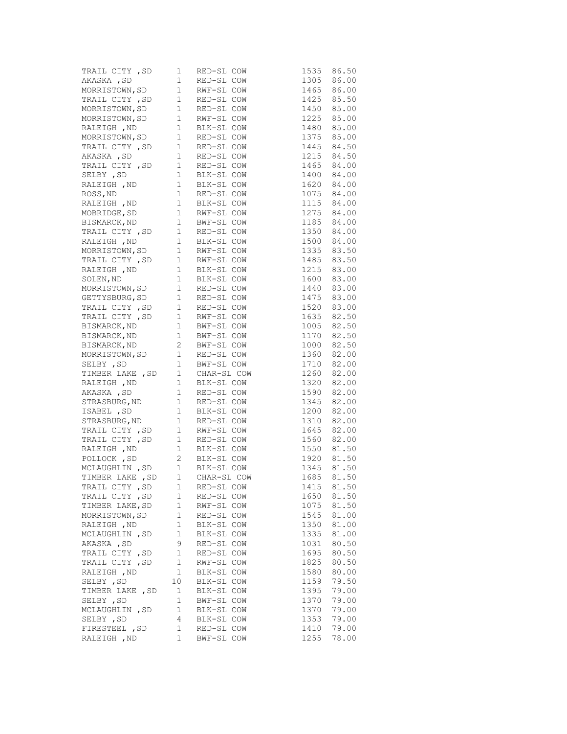| | | | | |
|---|---|---|---|---|
| TRAIL CITY ,SD | 1 | RED-SL COW | 1535 | 86.50 |
| AKASKA ,SD | 1 | RED-SL COW | 1305 | 86.00 |
| MORRISTOWN,SD | 1 | RWF-SL COW | 1465 | 86.00 |
| TRAIL CITY ,SD | 1 | RED-SL COW | 1425 | 85.50 |
| MORRISTOWN,SD | 1 | RED-SL COW | 1450 | 85.00 |
| MORRISTOWN,SD | 1 | RWF-SL COW | 1225 | 85.00 |
| RALEIGH ,ND | 1 | BLK-SL COW | 1480 | 85.00 |
| MORRISTOWN,SD | 1 | RED-SL COW | 1375 | 85.00 |
| TRAIL CITY ,SD | 1 | RED-SL COW | 1445 | 84.50 |
| AKASKA ,SD | 1 | RED-SL COW | 1215 | 84.50 |
| TRAIL CITY ,SD | 1 | RED-SL COW | 1465 | 84.00 |
| SELBY ,SD | 1 | BLK-SL COW | 1400 | 84.00 |
| RALEIGH ,ND | 1 | BLK-SL COW | 1620 | 84.00 |
| ROSS,ND | 1 | RED-SL COW | 1075 | 84.00 |
| RALEIGH ,ND | 1 | BLK-SL COW | 1115 | 84.00 |
| MOBRIDGE,SD | 1 | RWF-SL COW | 1275 | 84.00 |
| BISMARCK,ND | 1 | BWF-SL COW | 1185 | 84.00 |
| TRAIL CITY ,SD | 1 | RED-SL COW | 1350 | 84.00 |
| RALEIGH ,ND | 1 | BLK-SL COW | 1500 | 84.00 |
| MORRISTOWN,SD | 1 | RWF-SL COW | 1335 | 83.50 |
| TRAIL CITY ,SD | 1 | RWF-SL COW | 1485 | 83.50 |
| RALEIGH ,ND | 1 | BLK-SL COW | 1215 | 83.00 |
| SOLEN,ND | 1 | BLK-SL COW | 1600 | 83.00 |
| MORRISTOWN,SD | 1 | RED-SL COW | 1440 | 83.00 |
| GETTYSBURG,SD | 1 | RED-SL COW | 1475 | 83.00 |
| TRAIL CITY ,SD | 1 | RED-SL COW | 1520 | 83.00 |
| TRAIL CITY ,SD | 1 | RWF-SL COW | 1635 | 82.50 |
| BISMARCK,ND | 1 | BWF-SL COW | 1005 | 82.50 |
| BISMARCK,ND | 1 | BWF-SL COW | 1170 | 82.50 |
| BISMARCK,ND | 2 | BWF-SL COW | 1000 | 82.50 |
| MORRISTOWN,SD | 1 | RED-SL COW | 1360 | 82.00 |
| SELBY ,SD | 1 | BWF-SL COW | 1710 | 82.00 |
| TIMBER LAKE ,SD | 1 | CHAR-SL COW | 1260 | 82.00 |
| RALEIGH ,ND | 1 | BLK-SL COW | 1320 | 82.00 |
| AKASKA ,SD | 1 | RED-SL COW | 1590 | 82.00 |
| STRASBURG,ND | 1 | RED-SL COW | 1345 | 82.00 |
| ISABEL ,SD | 1 | BLK-SL COW | 1200 | 82.00 |
| STRASBURG,ND | 1 | RED-SL COW | 1310 | 82.00 |
| TRAIL CITY ,SD | 1 | RWF-SL COW | 1645 | 82.00 |
| TRAIL CITY ,SD | 1 | RED-SL COW | 1560 | 82.00 |
| RALEIGH ,ND | 1 | BLK-SL COW | 1550 | 81.50 |
| POLLOCK ,SD | 2 | BLK-SL COW | 1920 | 81.50 |
| MCLAUGHLIN ,SD | 1 | BLK-SL COW | 1345 | 81.50 |
| TIMBER LAKE ,SD | 1 | CHAR-SL COW | 1685 | 81.50 |
| TRAIL CITY ,SD | 1 | RED-SL COW | 1415 | 81.50 |
| TRAIL CITY ,SD | 1 | RED-SL COW | 1650 | 81.50 |
| TIMBER LAKE,SD | 1 | RWF-SL COW | 1075 | 81.50 |
| MORRISTOWN,SD | 1 | RED-SL COW | 1545 | 81.00 |
| RALEIGH ,ND | 1 | BLK-SL COW | 1350 | 81.00 |
| MCLAUGHLIN ,SD | 1 | BLK-SL COW | 1335 | 81.00 |
| AKASKA ,SD | 9 | RED-SL COW | 1031 | 80.50 |
| TRAIL CITY ,SD | 1 | RED-SL COW | 1695 | 80.50 |
| TRAIL CITY ,SD | 1 | RWF-SL COW | 1825 | 80.50 |
| RALEIGH ,ND | 1 | BLK-SL COW | 1580 | 80.00 |
| SELBY ,SD | 10 | BLK-SL COW | 1159 | 79.50 |
| TIMBER LAKE ,SD | 1 | BLK-SL COW | 1395 | 79.00 |
| SELBY ,SD | 1 | BWF-SL COW | 1370 | 79.00 |
| MCLAUGHLIN ,SD | 1 | BLK-SL COW | 1370 | 79.00 |
| SELBY ,SD | 4 | BLK-SL COW | 1353 | 79.00 |
| FIRESTEEL ,SD | 1 | RED-SL COW | 1410 | 79.00 |
| RALEIGH ,ND | 1 | BWF-SL COW | 1255 | 78.00 |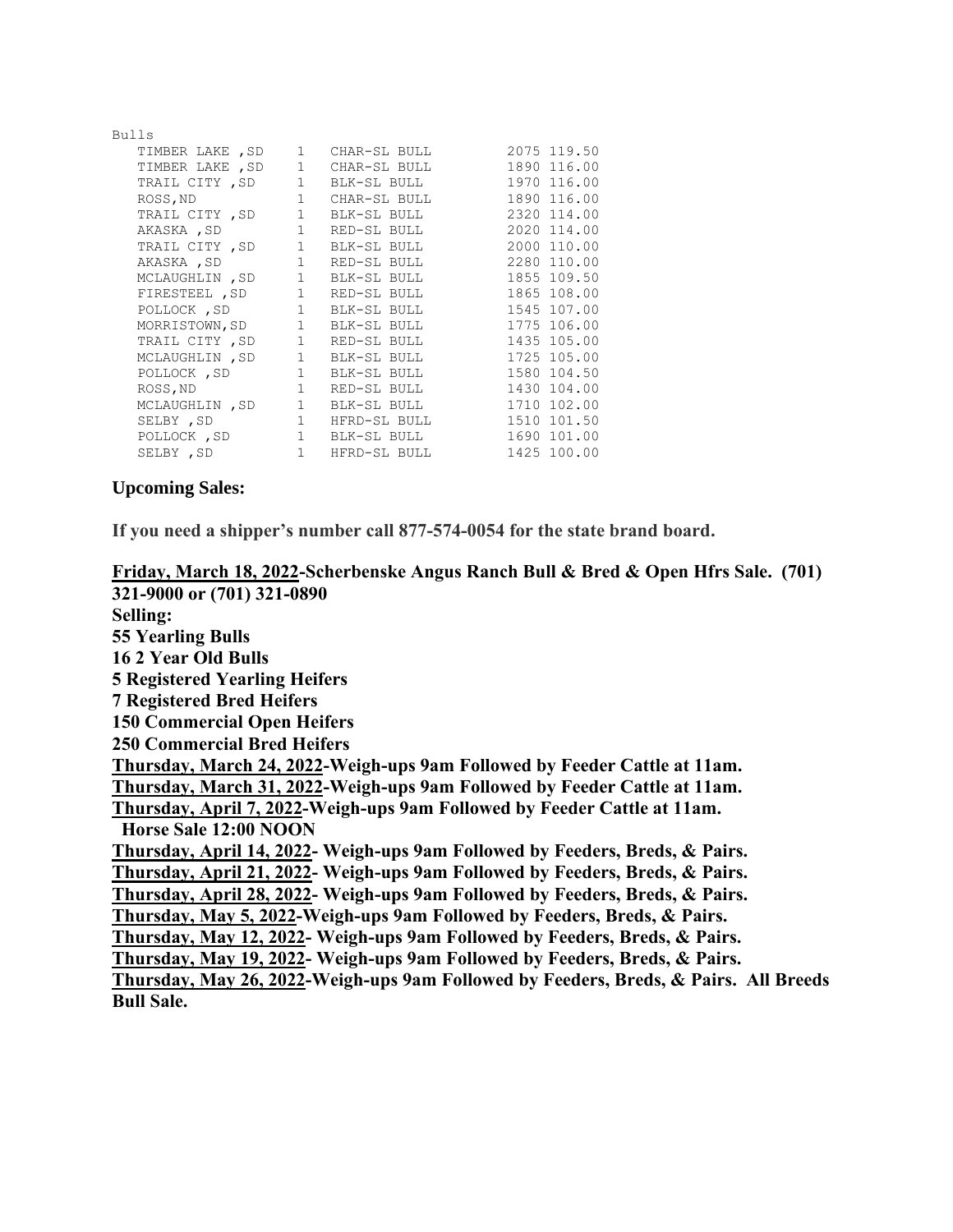Bulls

| | | | | |
|---|---|---|---|---|
| TIMBER LAKE ,SD | 1 | CHAR-SL BULL | 2075 | 119.50 |
| TIMBER LAKE ,SD | 1 | CHAR-SL BULL | 1890 | 116.00 |
| TRAIL CITY ,SD | 1 | BLK-SL BULL | 1970 | 116.00 |
| ROSS,ND | 1 | CHAR-SL BULL | 1890 | 116.00 |
| TRAIL CITY ,SD | 1 | BLK-SL BULL | 2320 | 114.00 |
| AKASKA ,SD | 1 | RED-SL BULL | 2020 | 114.00 |
| TRAIL CITY ,SD | 1 | BLK-SL BULL | 2000 | 110.00 |
| AKASKA ,SD | 1 | RED-SL BULL | 2280 | 110.00 |
| MCLAUGHLIN ,SD | 1 | BLK-SL BULL | 1855 | 109.50 |
| FIRESTEEL ,SD | 1 | RED-SL BULL | 1865 | 108.00 |
| POLLOCK ,SD | 1 | BLK-SL BULL | 1545 | 107.00 |
| MORRISTOWN,SD | 1 | BLK-SL BULL | 1775 | 106.00 |
| TRAIL CITY ,SD | 1 | RED-SL BULL | 1435 | 105.00 |
| MCLAUGHLIN ,SD | 1 | BLK-SL BULL | 1725 | 105.00 |
| POLLOCK ,SD | 1 | BLK-SL BULL | 1580 | 104.50 |
| ROSS,ND | 1 | RED-SL BULL | 1430 | 104.00 |
| MCLAUGHLIN ,SD | 1 | BLK-SL BULL | 1710 | 102.00 |
| SELBY ,SD | 1 | HFRD-SL BULL | 1510 | 101.50 |
| POLLOCK ,SD | 1 | BLK-SL BULL | 1690 | 101.00 |
| SELBY ,SD | 1 | HFRD-SL BULL | 1425 | 100.00 |

**Upcoming Sales:**

**If you need a shipper's number call 877-574-0054 for the state brand board.**

**Friday, March 18, 2022-Scherbenske Angus Ranch Bull & Bred & Open Hfrs Sale. (701) 321-9000 or (701) 321-0890**

**Selling:**
**55 Yearling Bulls**
**16 2 Year Old Bulls**
**5 Registered Yearling Heifers**
**7 Registered Bred Heifers**
**150 Commercial Open Heifers**
**250 Commercial Bred Heifers**

**Thursday, March 24, 2022-Weigh-ups 9am Followed by Feeder Cattle at 11am.**
**Thursday, March 31, 2022-Weigh-ups 9am Followed by Feeder Cattle at 11am.**
**Thursday, April 7, 2022-Weigh-ups 9am Followed by Feeder Cattle at 11am.**
**Horse Sale 12:00 NOON**
**Thursday, April 14, 2022- Weigh-ups 9am Followed by Feeders, Breds, & Pairs.**
**Thursday, April 21, 2022- Weigh-ups 9am Followed by Feeders, Breds, & Pairs.**
**Thursday, April 28, 2022- Weigh-ups 9am Followed by Feeders, Breds, & Pairs.**
**Thursday, May 5, 2022-Weigh-ups 9am Followed by Feeders, Breds, & Pairs.**
**Thursday, May 12, 2022- Weigh-ups 9am Followed by Feeders, Breds, & Pairs.**
**Thursday, May 19, 2022- Weigh-ups 9am Followed by Feeders, Breds, & Pairs.**
**Thursday, May 26, 2022-Weigh-ups 9am Followed by Feeders, Breds, & Pairs. All Breeds Bull Sale.**